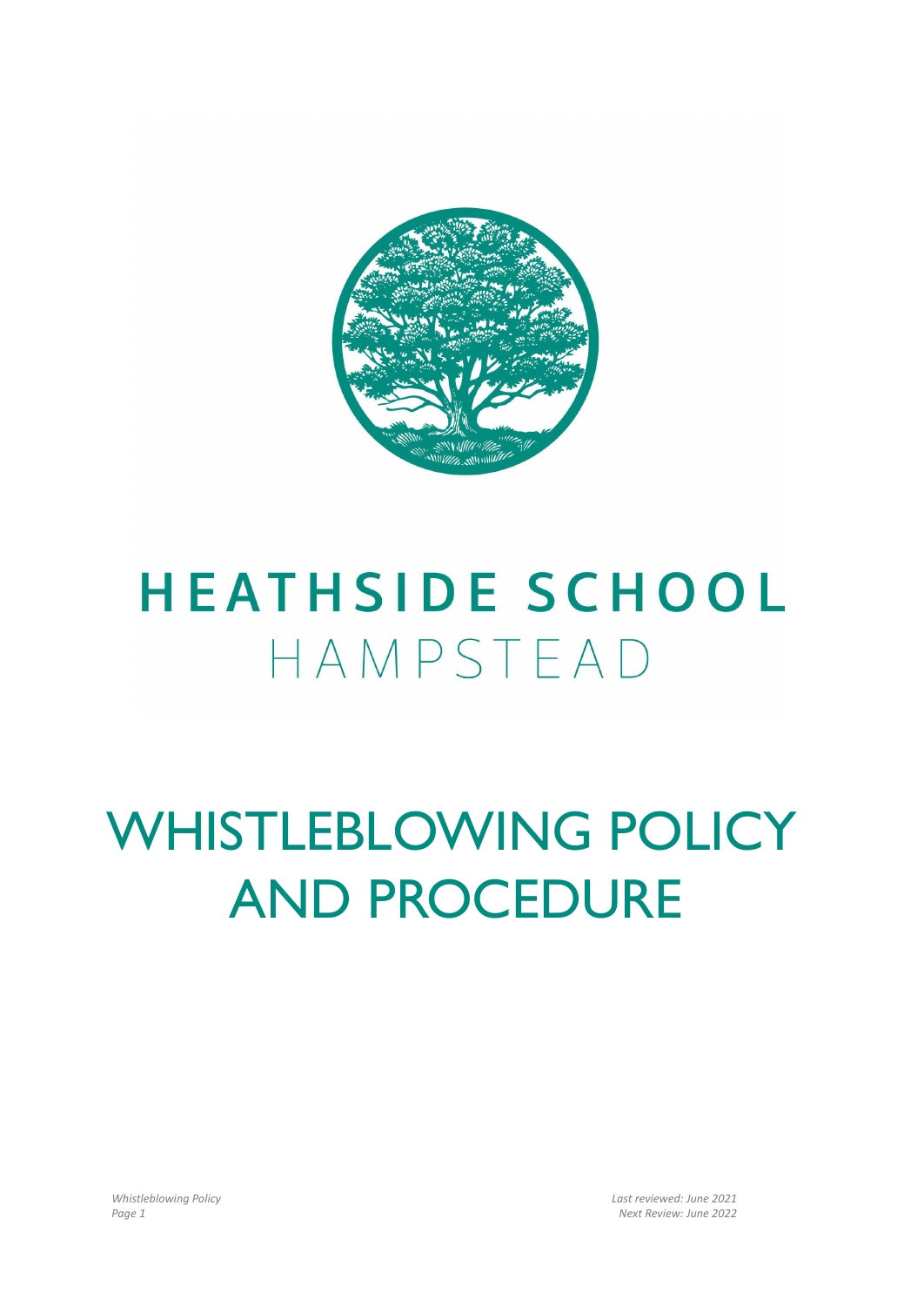# HEATHSIDE SCHOOL

HAMPSTEAD

# WHISTLEBLOWING POLICY AND PROCEDURE

*Last reviewed: June 2021*
*Next Review: June 2022*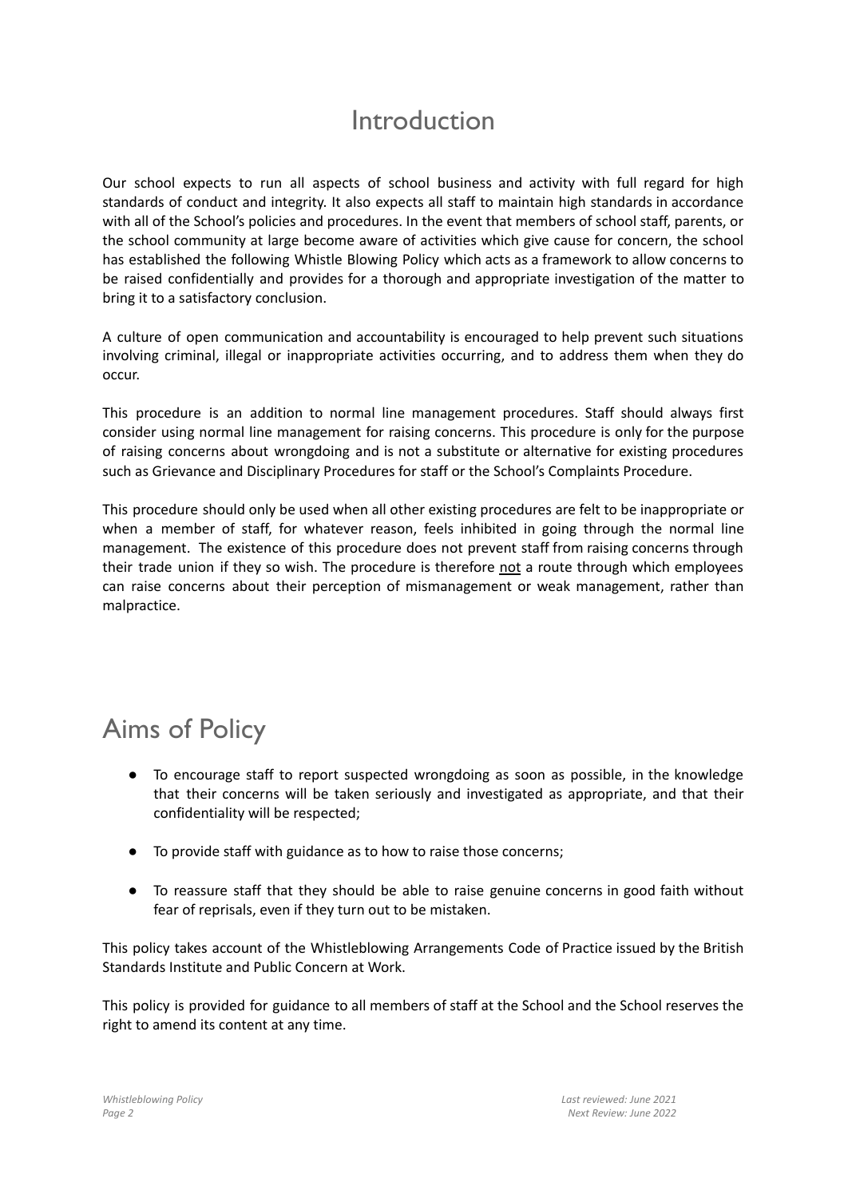# Introduction

Our school expects to run all aspects of school business and activity with full regard for high standards of conduct and integrity. It also expects all staff to maintain high standards in accordance with all of the School's policies and procedures. In the event that members of school staff, parents, or the school community at large become aware of activities which give cause for concern, the school has established the following Whistle Blowing Policy which acts as a framework to allow concerns to be raised confidentially and provides for a thorough and appropriate investigation of the matter to bring it to a satisfactory conclusion.

A culture of open communication and accountability is encouraged to help prevent such situations involving criminal, illegal or inappropriate activities occurring, and to address them when they do occur.

This procedure is an addition to normal line management procedures. Staff should always first consider using normal line management for raising concerns. This procedure is only for the purpose of raising concerns about wrongdoing and is not a substitute or alternative for existing procedures such as Grievance and Disciplinary Procedures for staff or the School's Complaints Procedure.

This procedure should only be used when all other existing procedures are felt to be inappropriate or when a member of staff, for whatever reason, feels inhibited in going through the normal line management. The existence of this procedure does not prevent staff from raising concerns through their trade union if they so wish. The procedure is therefore <u>not</u> a route through which employees can raise concerns about their perception of mismanagement or weak management, rather than malpractice.

# Aims of Policy

- To encourage staff to report suspected wrongdoing as soon as possible, in the knowledge that their concerns will be taken seriously and investigated as appropriate, and that their confidentiality will be respected;
- To provide staff with guidance as to how to raise those concerns;
- To reassure staff that they should be able to raise genuine concerns in good faith without fear of reprisals, even if they turn out to be mistaken.

This policy takes account of the Whistleblowing Arrangements Code of Practice issued by the British Standards Institute and Public Concern at Work.

This policy is provided for guidance to all members of staff at the School and the School reserves the right to amend its content at any time.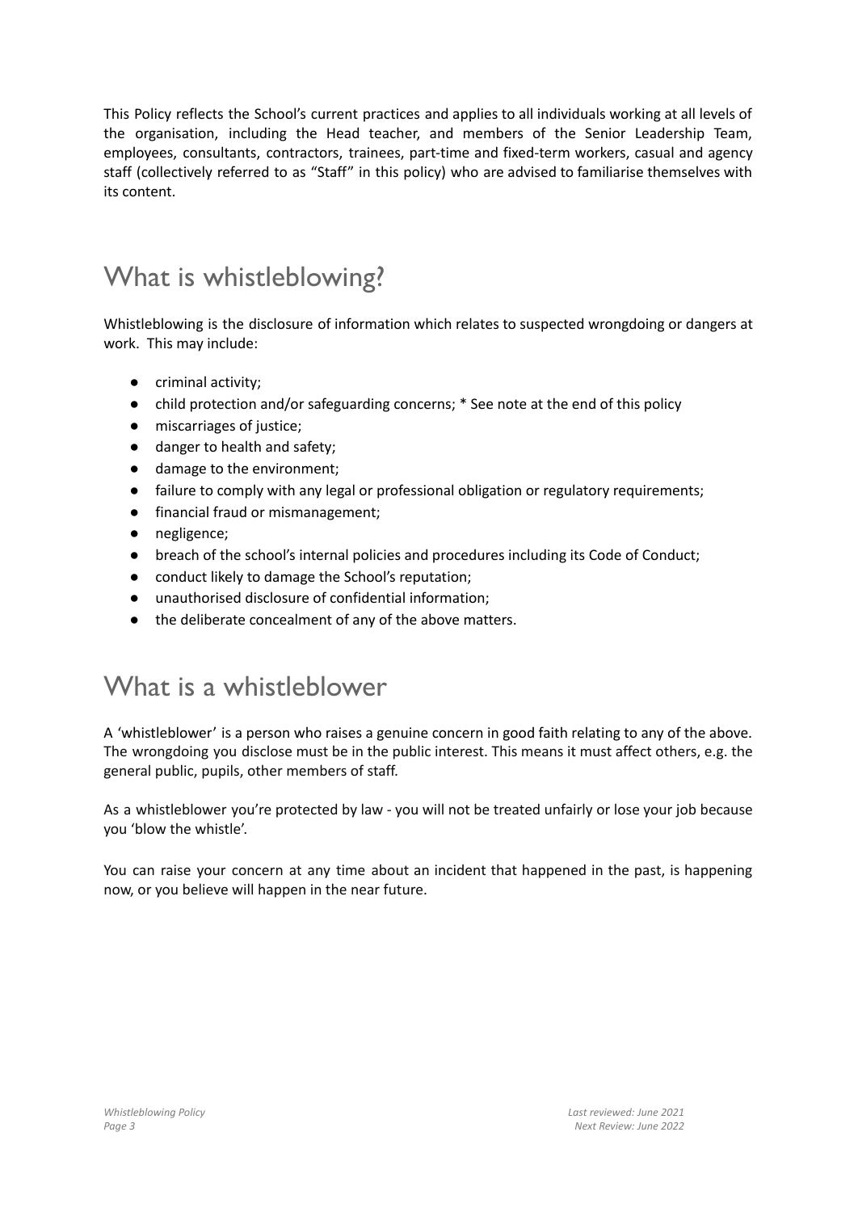This Policy reflects the School's current practices and applies to all individuals working at all levels of the organisation, including the Head teacher, and members of the Senior Leadership Team, employees, consultants, contractors, trainees, part-time and fixed-term workers, casual and agency staff (collectively referred to as "Staff" in this policy) who are advised to familiarise themselves with its content.

## What is whistleblowing?

Whistleblowing is the disclosure of information which relates to suspected wrongdoing or dangers at work. This may include:

- criminal activity;
- child protection and/or safeguarding concerns; * See note at the end of this policy
- miscarriages of justice;
- danger to health and safety;
- damage to the environment;
- failure to comply with any legal or professional obligation or regulatory requirements;
- financial fraud or mismanagement;
- negligence;
- breach of the school's internal policies and procedures including its Code of Conduct;
- conduct likely to damage the School's reputation;
- unauthorised disclosure of confidential information;
- the deliberate concealment of any of the above matters.

## What is a whistleblower

A 'whistleblower' is a person who raises a genuine concern in good faith relating to any of the above. The wrongdoing you disclose must be in the public interest. This means it must affect others, e.g. the general public, pupils, other members of staff.

As a whistleblower you're protected by law - you will not be treated unfairly or lose your job because you 'blow the whistle'.

You can raise your concern at any time about an incident that happened in the past, is happening now, or you believe will happen in the near future.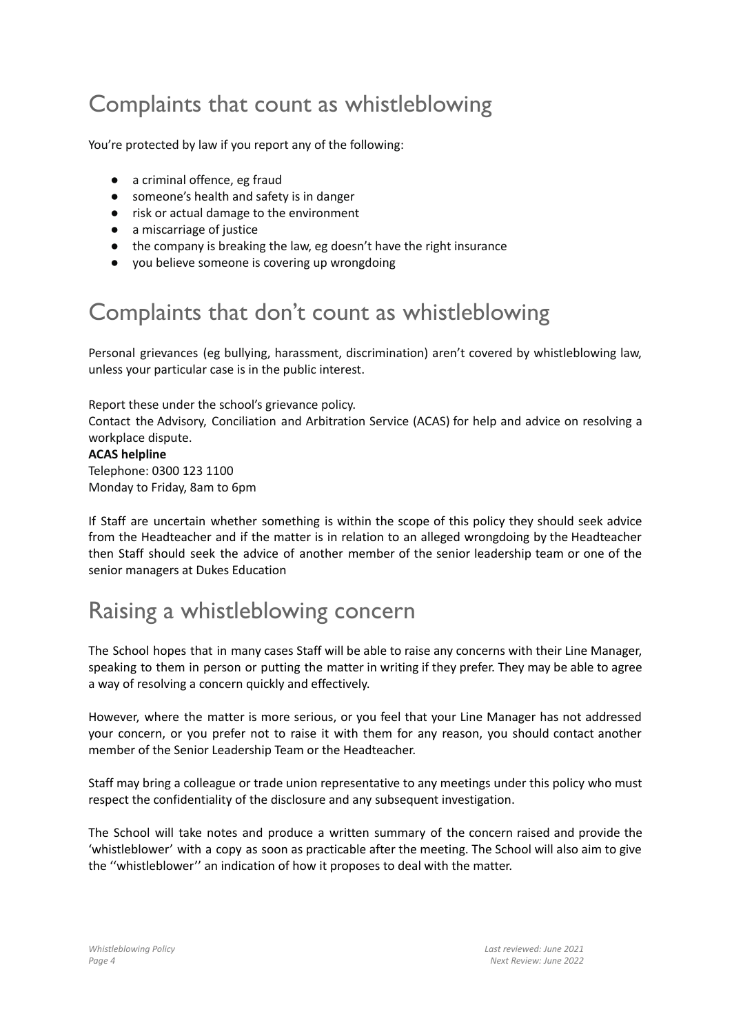## Complaints that count as whistleblowing

You're protected by law if you report any of the following:

- a criminal offence, eg fraud
- someone's health and safety is in danger
- risk or actual damage to the environment
- a miscarriage of justice
- the company is breaking the law, eg doesn't have the right insurance
- you believe someone is covering up wrongdoing

## Complaints that don't count as whistleblowing

Personal grievances (eg bullying, harassment, discrimination) aren't covered by whistleblowing law, unless your particular case is in the public interest.

Report these under the school's grievance policy.
Contact the Advisory, Conciliation and Arbitration Service (ACAS) for help and advice on resolving a workplace dispute.
**ACAS helpline**
Telephone: 0300 123 1100
Monday to Friday, 8am to 6pm

If Staff are uncertain whether something is within the scope of this policy they should seek advice from the Headteacher and if the matter is in relation to an alleged wrongdoing by the Headteacher then Staff should seek the advice of another member of the senior leadership team or one of the senior managers at Dukes Education

## Raising a whistleblowing concern

The School hopes that in many cases Staff will be able to raise any concerns with their Line Manager, speaking to them in person or putting the matter in writing if they prefer. They may be able to agree a way of resolving a concern quickly and effectively.

However, where the matter is more serious, or you feel that your Line Manager has not addressed your concern, or you prefer not to raise it with them for any reason, you should contact another member of the Senior Leadership Team or the Headteacher.

Staff may bring a colleague or trade union representative to any meetings under this policy who must respect the confidentiality of the disclosure and any subsequent investigation.

The School will take notes and produce a written summary of the concern raised and provide the 'whistleblower' with a copy as soon as practicable after the meeting. The School will also aim to give the ''whistleblower'' an indication of how it proposes to deal with the matter.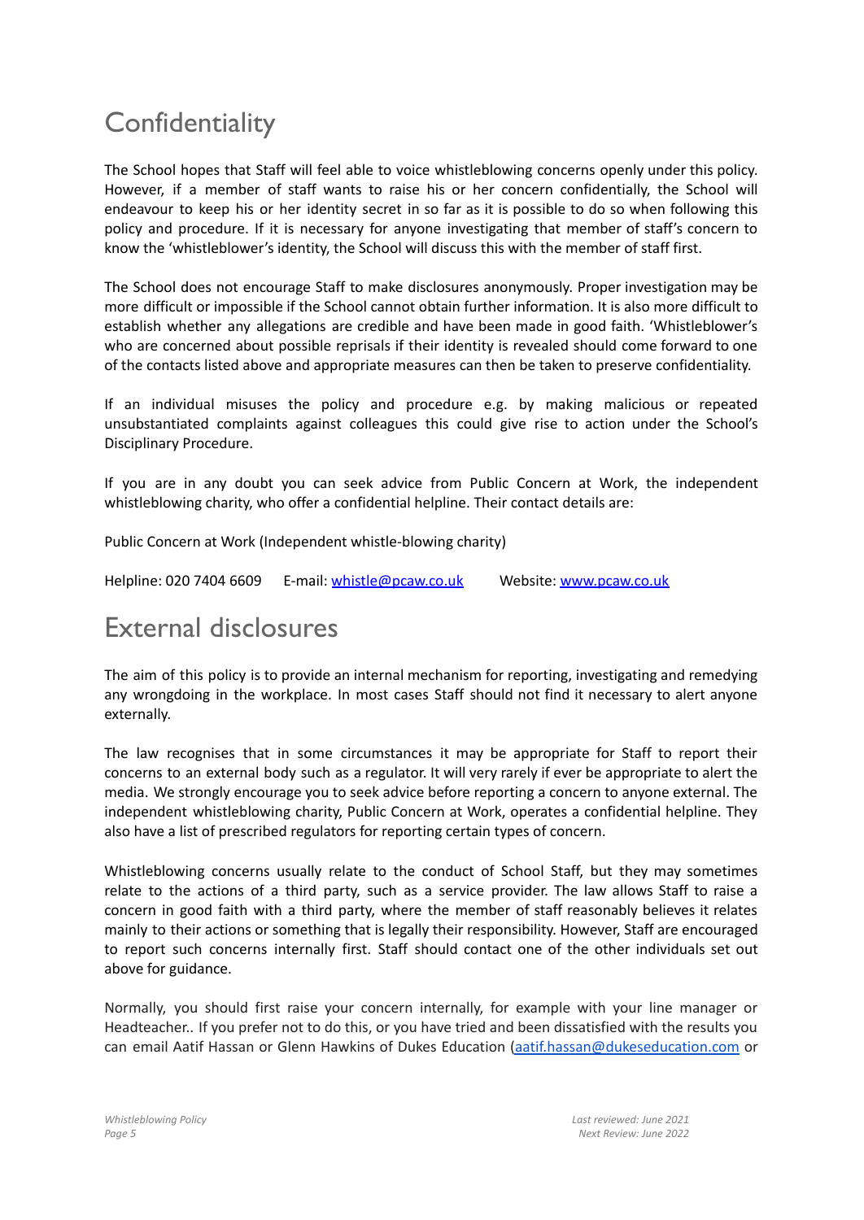## Confidentiality

The School hopes that Staff will feel able to voice whistleblowing concerns openly under this policy. However, if a member of staff wants to raise his or her concern confidentially, the School will endeavour to keep his or her identity secret in so far as it is possible to do so when following this policy and procedure. If it is necessary for anyone investigating that member of staff's concern to know the 'whistleblower's identity, the School will discuss this with the member of staff first.

The School does not encourage Staff to make disclosures anonymously. Proper investigation may be more difficult or impossible if the School cannot obtain further information. It is also more difficult to establish whether any allegations are credible and have been made in good faith. 'Whistleblower's who are concerned about possible reprisals if their identity is revealed should come forward to one of the contacts listed above and appropriate measures can then be taken to preserve confidentiality.

If an individual misuses the policy and procedure e.g. by making malicious or repeated unsubstantiated complaints against colleagues this could give rise to action under the School's Disciplinary Procedure.

If you are in any doubt you can seek advice from Public Concern at Work, the independent whistleblowing charity, who offer a confidential helpline. Their contact details are:

Public Concern at Work (Independent whistle-blowing charity)

Helpline: 020 7404 6609   E-mail: whistle@pcaw.co.uk   Website: www.pcaw.co.uk

## External disclosures

The aim of this policy is to provide an internal mechanism for reporting, investigating and remedying any wrongdoing in the workplace. In most cases Staff should not find it necessary to alert anyone externally.

The law recognises that in some circumstances it may be appropriate for Staff to report their concerns to an external body such as a regulator. It will very rarely if ever be appropriate to alert the media. We strongly encourage you to seek advice before reporting a concern to anyone external. The independent whistleblowing charity, Public Concern at Work, operates a confidential helpline. They also have a list of prescribed regulators for reporting certain types of concern.

Whistleblowing concerns usually relate to the conduct of School Staff, but they may sometimes relate to the actions of a third party, such as a service provider. The law allows Staff to raise a concern in good faith with a third party, where the member of staff reasonably believes it relates mainly to their actions or something that is legally their responsibility. However, Staff are encouraged to report such concerns internally first. Staff should contact one of the other individuals set out above for guidance.

Normally, you should first raise your concern internally, for example with your line manager or Headteacher.. If you prefer not to do this, or you have tried and been dissatisfied with the results you can email Aatif Hassan or Glenn Hawkins of Dukes Education (aatif.hassan@dukeseducation.com or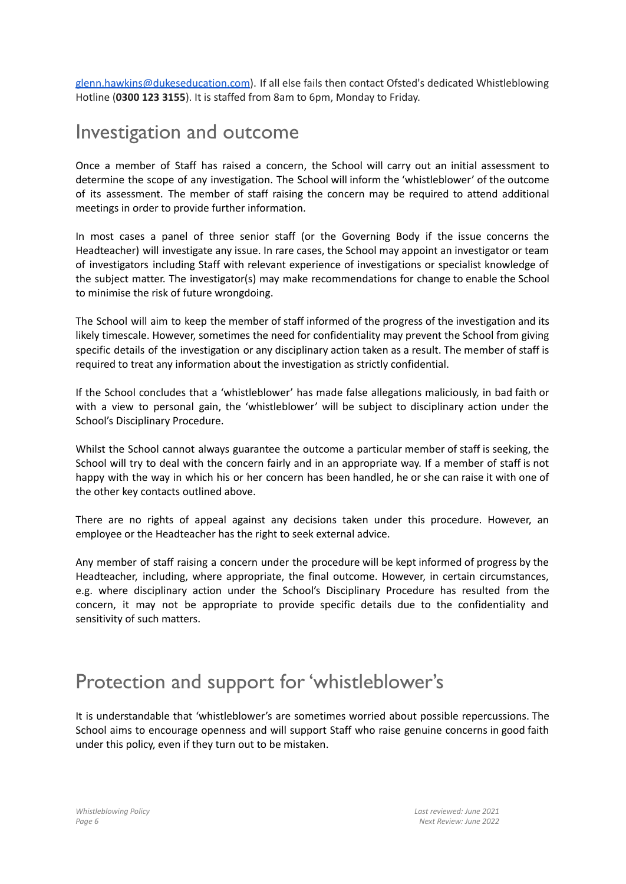[glenn.hawkins@dukeseducation.com](mailto:glenn.hawkins@dukeseducation.com)). If all else fails then contact Ofsted's dedicated Whistleblowing Hotline (**0300 123 3155**). It is staffed from 8am to 6pm, Monday to Friday.

## Investigation and outcome

Once a member of Staff has raised a concern, the School will carry out an initial assessment to determine the scope of any investigation. The School will inform the 'whistleblower' of the outcome of its assessment. The member of staff raising the concern may be required to attend additional meetings in order to provide further information.

In most cases a panel of three senior staff (or the Governing Body if the issue concerns the Headteacher) will investigate any issue. In rare cases, the School may appoint an investigator or team of investigators including Staff with relevant experience of investigations or specialist knowledge of the subject matter. The investigator(s) may make recommendations for change to enable the School to minimise the risk of future wrongdoing.

The School will aim to keep the member of staff informed of the progress of the investigation and its likely timescale. However, sometimes the need for confidentiality may prevent the School from giving specific details of the investigation or any disciplinary action taken as a result. The member of staff is required to treat any information about the investigation as strictly confidential.

If the School concludes that a 'whistleblower' has made false allegations maliciously, in bad faith or with a view to personal gain, the 'whistleblower' will be subject to disciplinary action under the School's Disciplinary Procedure.

Whilst the School cannot always guarantee the outcome a particular member of staff is seeking, the School will try to deal with the concern fairly and in an appropriate way. If a member of staff is not happy with the way in which his or her concern has been handled, he or she can raise it with one of the other key contacts outlined above.

There are no rights of appeal against any decisions taken under this procedure. However, an employee or the Headteacher has the right to seek external advice.

Any member of staff raising a concern under the procedure will be kept informed of progress by the Headteacher, including, where appropriate, the final outcome. However, in certain circumstances, e.g. where disciplinary action under the School's Disciplinary Procedure has resulted from the concern, it may not be appropriate to provide specific details due to the confidentiality and sensitivity of such matters.

## Protection and support for 'whistleblower's

It is understandable that 'whistleblower's are sometimes worried about possible repercussions. The School aims to encourage openness and will support Staff who raise genuine concerns in good faith under this policy, even if they turn out to be mistaken.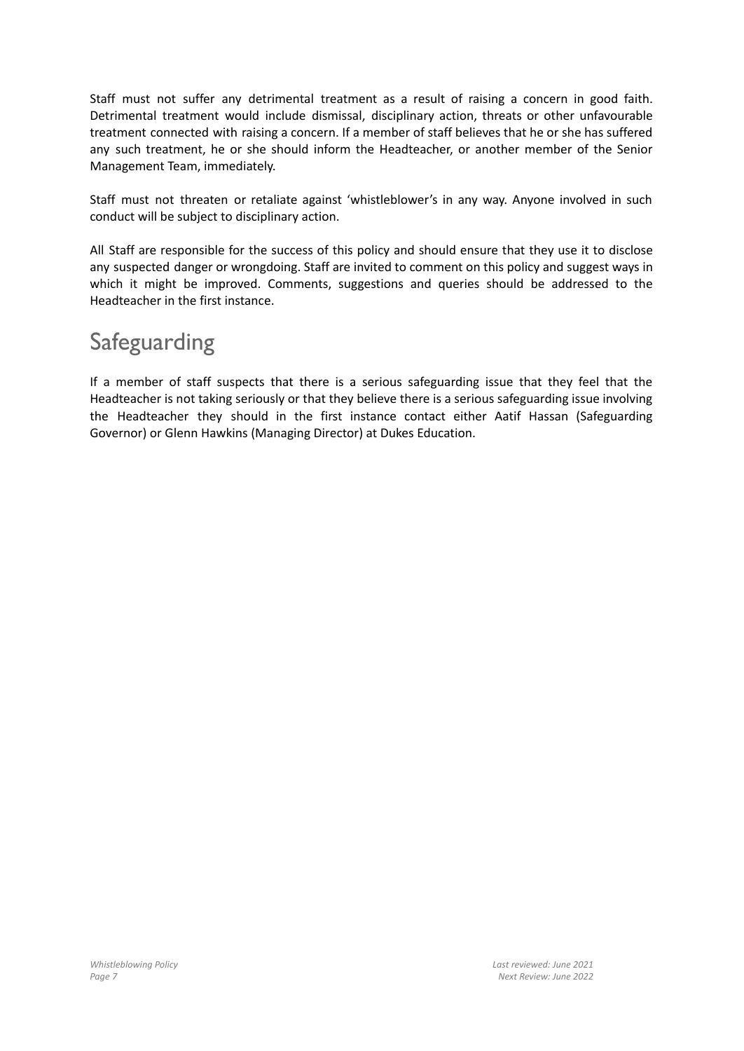Staff must not suffer any detrimental treatment as a result of raising a concern in good faith. Detrimental treatment would include dismissal, disciplinary action, threats or other unfavourable treatment connected with raising a concern. If a member of staff believes that he or she has suffered any such treatment, he or she should inform the Headteacher, or another member of the Senior Management Team, immediately.

Staff must not threaten or retaliate against 'whistleblower's in any way. Anyone involved in such conduct will be subject to disciplinary action.

All Staff are responsible for the success of this policy and should ensure that they use it to disclose any suspected danger or wrongdoing. Staff are invited to comment on this policy and suggest ways in which it might be improved. Comments, suggestions and queries should be addressed to the Headteacher in the first instance.

# Safeguarding

If a member of staff suspects that there is a serious safeguarding issue that they feel that the Headteacher is not taking seriously or that they believe there is a serious safeguarding issue involving the Headteacher they should in the first instance contact either Aatif Hassan (Safeguarding Governor) or Glenn Hawkins (Managing Director) at Dukes Education.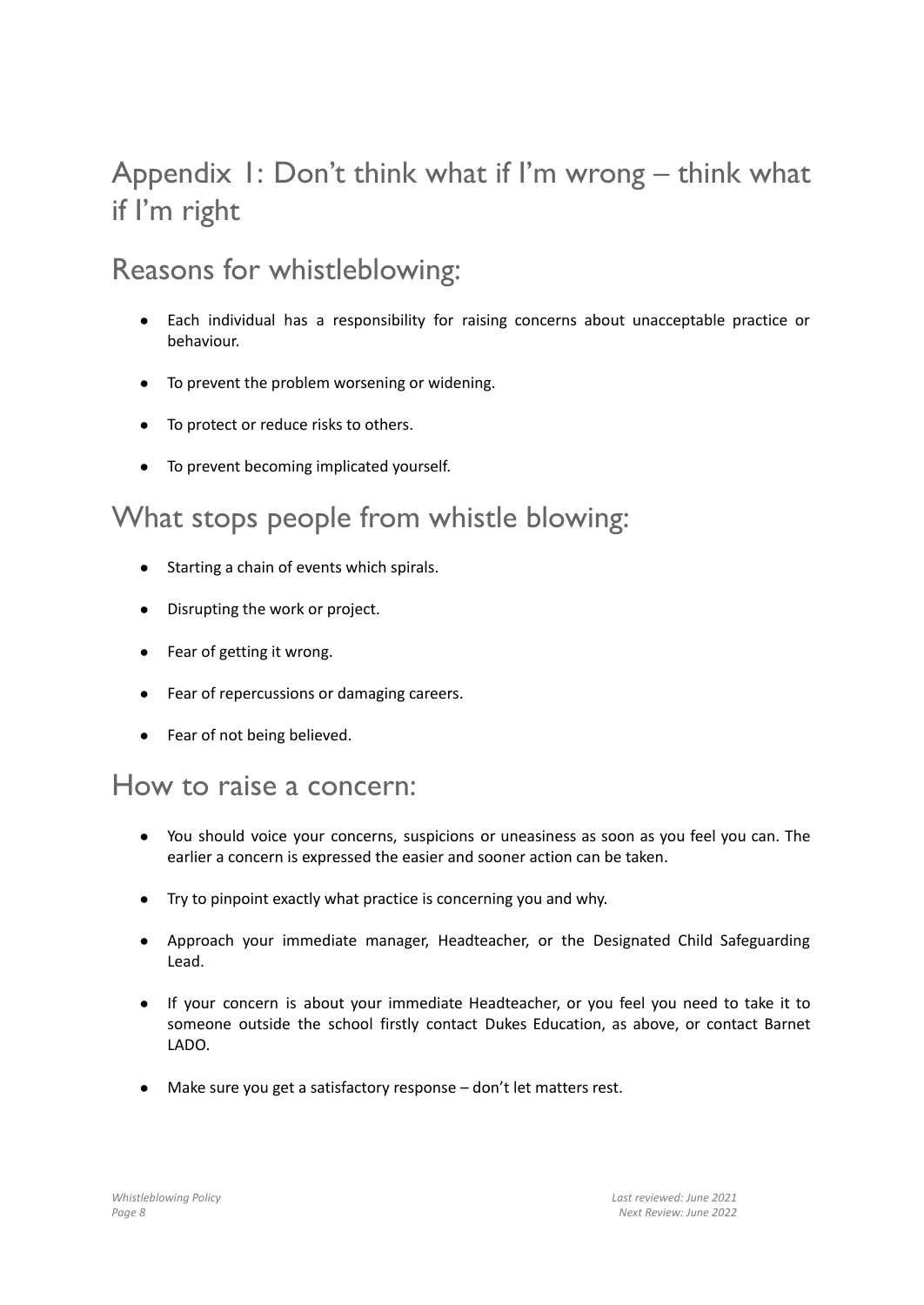# Appendix 1: Don't think what if I'm wrong – think what if I'm right

## Reasons for whistleblowing:

- Each individual has a responsibility for raising concerns about unacceptable practice or behaviour.
- To prevent the problem worsening or widening.
- To protect or reduce risks to others.
- To prevent becoming implicated yourself.

## What stops people from whistle blowing:

- Starting a chain of events which spirals.
- Disrupting the work or project.
- Fear of getting it wrong.
- Fear of repercussions or damaging careers.
- Fear of not being believed.

## How to raise a concern:

- You should voice your concerns, suspicions or uneasiness as soon as you feel you can. The earlier a concern is expressed the easier and sooner action can be taken.
- Try to pinpoint exactly what practice is concerning you and why.
- Approach your immediate manager, Headteacher, or the Designated Child Safeguarding Lead.
- If your concern is about your immediate Headteacher, or you feel you need to take it to someone outside the school firstly contact Dukes Education, as above, or contact Barnet LADO.
- Make sure you get a satisfactory response – don't let matters rest.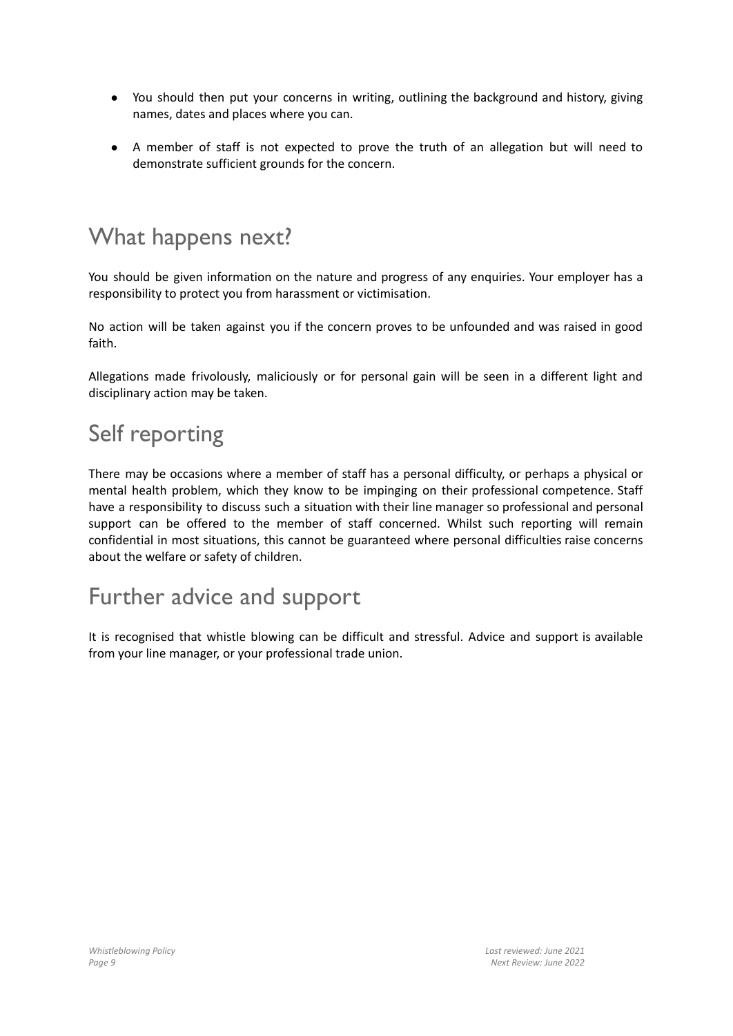- You should then put your concerns in writing, outlining the background and history, giving names, dates and places where you can.
- A member of staff is not expected to prove the truth of an allegation but will need to demonstrate sufficient grounds for the concern.

## What happens next?

You should be given information on the nature and progress of any enquiries. Your employer has a responsibility to protect you from harassment or victimisation.

No action will be taken against you if the concern proves to be unfounded and was raised in good faith.

Allegations made frivolously, maliciously or for personal gain will be seen in a different light and disciplinary action may be taken.

## Self reporting

There may be occasions where a member of staff has a personal difficulty, or perhaps a physical or mental health problem, which they know to be impinging on their professional competence. Staff have a responsibility to discuss such a situation with their line manager so professional and personal support can be offered to the member of staff concerned. Whilst such reporting will remain confidential in most situations, this cannot be guaranteed where personal difficulties raise concerns about the welfare or safety of children.

## Further advice and support

It is recognised that whistle blowing can be difficult and stressful. Advice and support is available from your line manager, or your professional trade union.